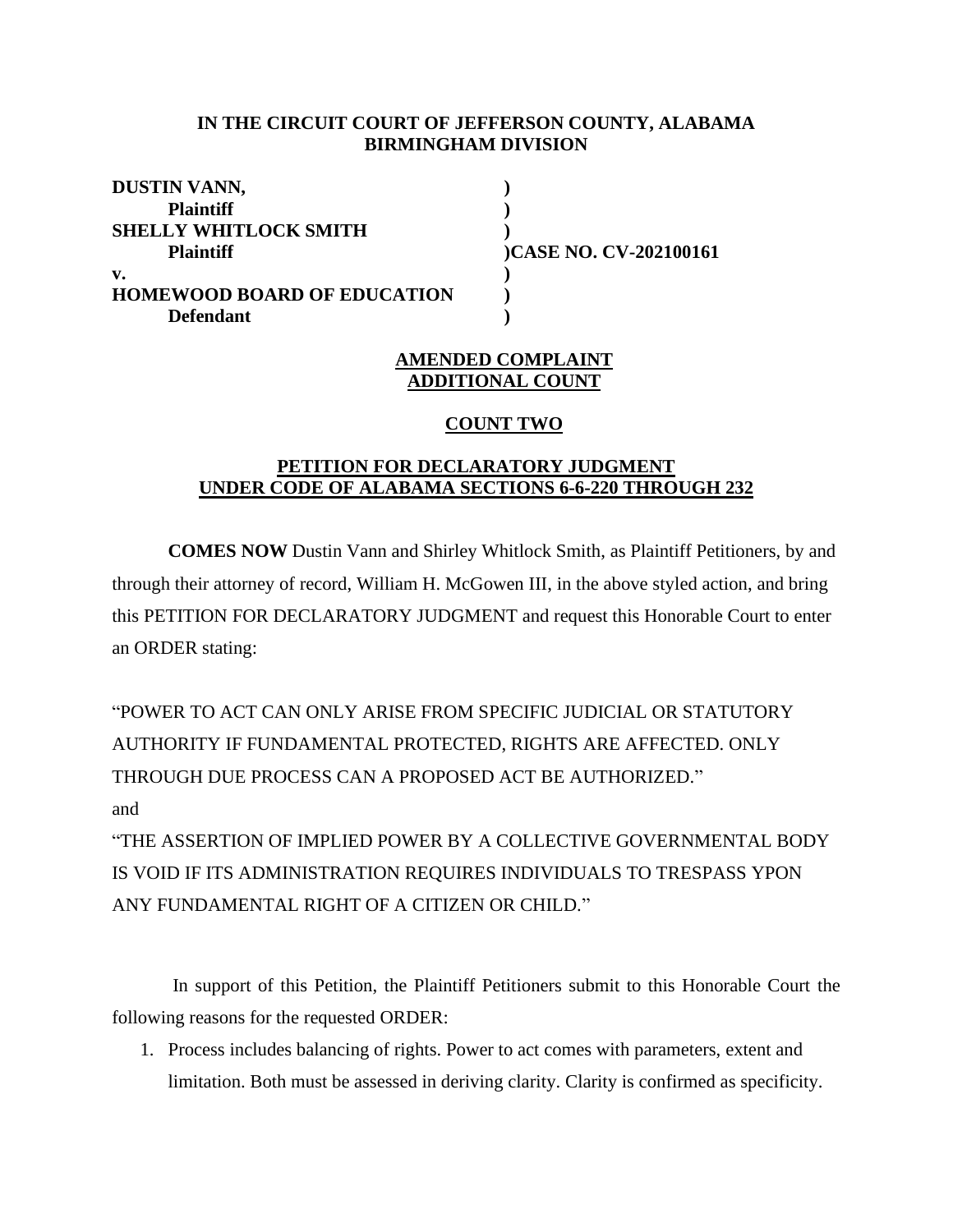**IN THE CIRCUIT COURT OF JEFFERSON COUNTY, ALABAMA**
**BIRMINGHAM DIVISION**

| | | |
|---|---|---|
| **DUSTIN VANN,** | **)** | |
| **Plaintiff** | **)** | |
| **SHELLY WHITLOCK SMITH** | **)** | |
| **Plaintiff** | **)** | **CASE NO. CV-202100161** |
| **v.** | **)** | |
| **HOMEWOOD BOARD OF EDUCATION** | **)** | |
| **Defendant** | **)** | |

**AMENDED COMPLAINT**
**ADDITIONAL COUNT**

**COUNT TWO**

**PETITION FOR DECLARATORY JUDGMENT**
**UNDER CODE OF ALABAMA SECTIONS 6-6-220 THROUGH 232**

**COMES NOW** Dustin Vann and Shirley Whitlock Smith, as Plaintiff Petitioners, by and through their attorney of record, William H. McGowen III, in the above styled action, and bring this PETITION FOR DECLARATORY JUDGMENT and request this Honorable Court to enter an ORDER stating:

"POWER TO ACT CAN ONLY ARISE FROM SPECIFIC JUDICIAL OR STATUTORY AUTHORITY IF FUNDAMENTAL PROTECTED, RIGHTS ARE AFFECTED. ONLY THROUGH DUE PROCESS CAN A PROPOSED ACT BE AUTHORIZED."

and

"THE ASSERTION OF IMPLIED POWER BY A COLLECTIVE GOVERNMENTAL BODY IS VOID IF ITS ADMINISTRATION REQUIRES INDIVIDUALS TO TRESPASS YPON ANY FUNDAMENTAL RIGHT OF A CITIZEN OR CHILD."

In support of this Petition, the Plaintiff Petitioners submit to this Honorable Court the following reasons for the requested ORDER:

1. Process includes balancing of rights. Power to act comes with parameters, extent and limitation. Both must be assessed in deriving clarity. Clarity is confirmed as specificity.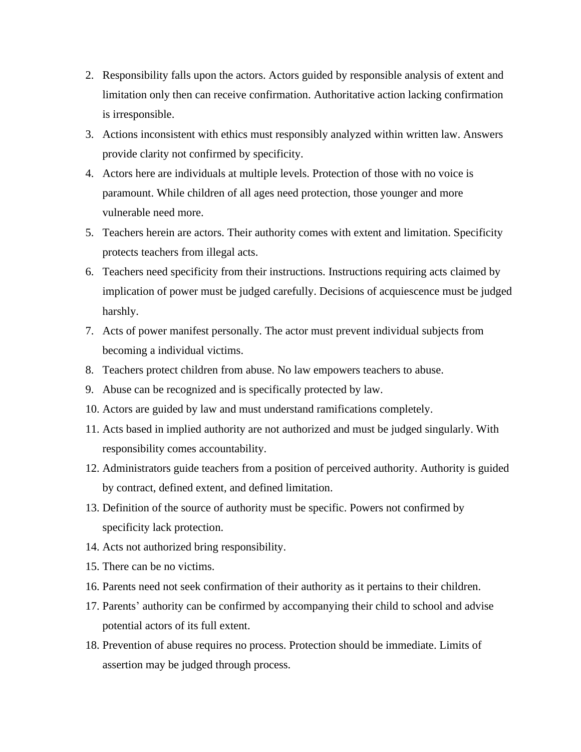2. Responsibility falls upon the actors. Actors guided by responsible analysis of extent and limitation only then can receive confirmation. Authoritative action lacking confirmation is irresponsible.
3. Actions inconsistent with ethics must responsibly analyzed within written law. Answers provide clarity not confirmed by specificity.
4. Actors here are individuals at multiple levels. Protection of those with no voice is paramount. While children of all ages need protection, those younger and more vulnerable need more.
5. Teachers herein are actors. Their authority comes with extent and limitation. Specificity protects teachers from illegal acts.
6. Teachers need specificity from their instructions. Instructions requiring acts claimed by implication of power must be judged carefully. Decisions of acquiescence must be judged harshly.
7. Acts of power manifest personally. The actor must prevent individual subjects from becoming a individual victims.
8. Teachers protect children from abuse. No law empowers teachers to abuse.
9. Abuse can be recognized and is specifically protected by law.
10. Actors are guided by law and must understand ramifications completely.
11. Acts based in implied authority are not authorized and must be judged singularly. With responsibility comes accountability.
12. Administrators guide teachers from a position of perceived authority. Authority is guided by contract, defined extent, and defined limitation.
13. Definition of the source of authority must be specific. Powers not confirmed by specificity lack protection.
14. Acts not authorized bring responsibility.
15. There can be no victims.
16. Parents need not seek confirmation of their authority as it pertains to their children.
17. Parents' authority can be confirmed by accompanying their child to school and advise potential actors of its full extent.
18. Prevention of abuse requires no process. Protection should be immediate. Limits of assertion may be judged through process.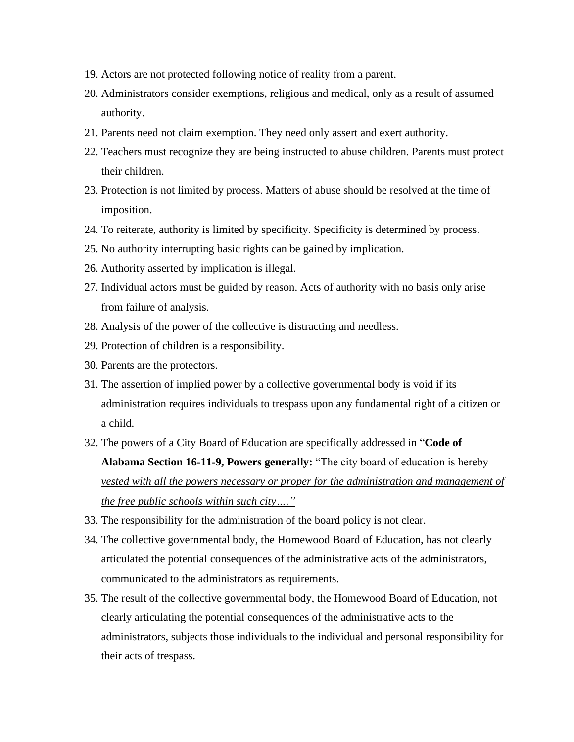19. Actors are not protected following notice of reality from a parent.
20. Administrators consider exemptions, religious and medical, only as a result of assumed authority.
21. Parents need not claim exemption. They need only assert and exert authority.
22. Teachers must recognize they are being instructed to abuse children. Parents must protect their children.
23. Protection is not limited by process. Matters of abuse should be resolved at the time of imposition.
24. To reiterate, authority is limited by specificity. Specificity is determined by process.
25. No authority interrupting basic rights can be gained by implication.
26. Authority asserted by implication is illegal.
27. Individual actors must be guided by reason. Acts of authority with no basis only arise from failure of analysis.
28. Analysis of the power of the collective is distracting and needless.
29. Protection of children is a responsibility.
30. Parents are the protectors.
31. The assertion of implied power by a collective governmental body is void if its administration requires individuals to trespass upon any fundamental right of a citizen or a child.
32. The powers of a City Board of Education are specifically addressed in "**Code of Alabama Section 16-11-9, Powers generally:** "The city board of education is hereby *vested with all the powers necessary or proper for the administration and management of the free public schools within such city…."*
33. The responsibility for the administration of the board policy is not clear.
34. The collective governmental body, the Homewood Board of Education, has not clearly articulated the potential consequences of the administrative acts of the administrators, communicated to the administrators as requirements.
35. The result of the collective governmental body, the Homewood Board of Education, not clearly articulating the potential consequences of the administrative acts to the administrators, subjects those individuals to the individual and personal responsibility for their acts of trespass.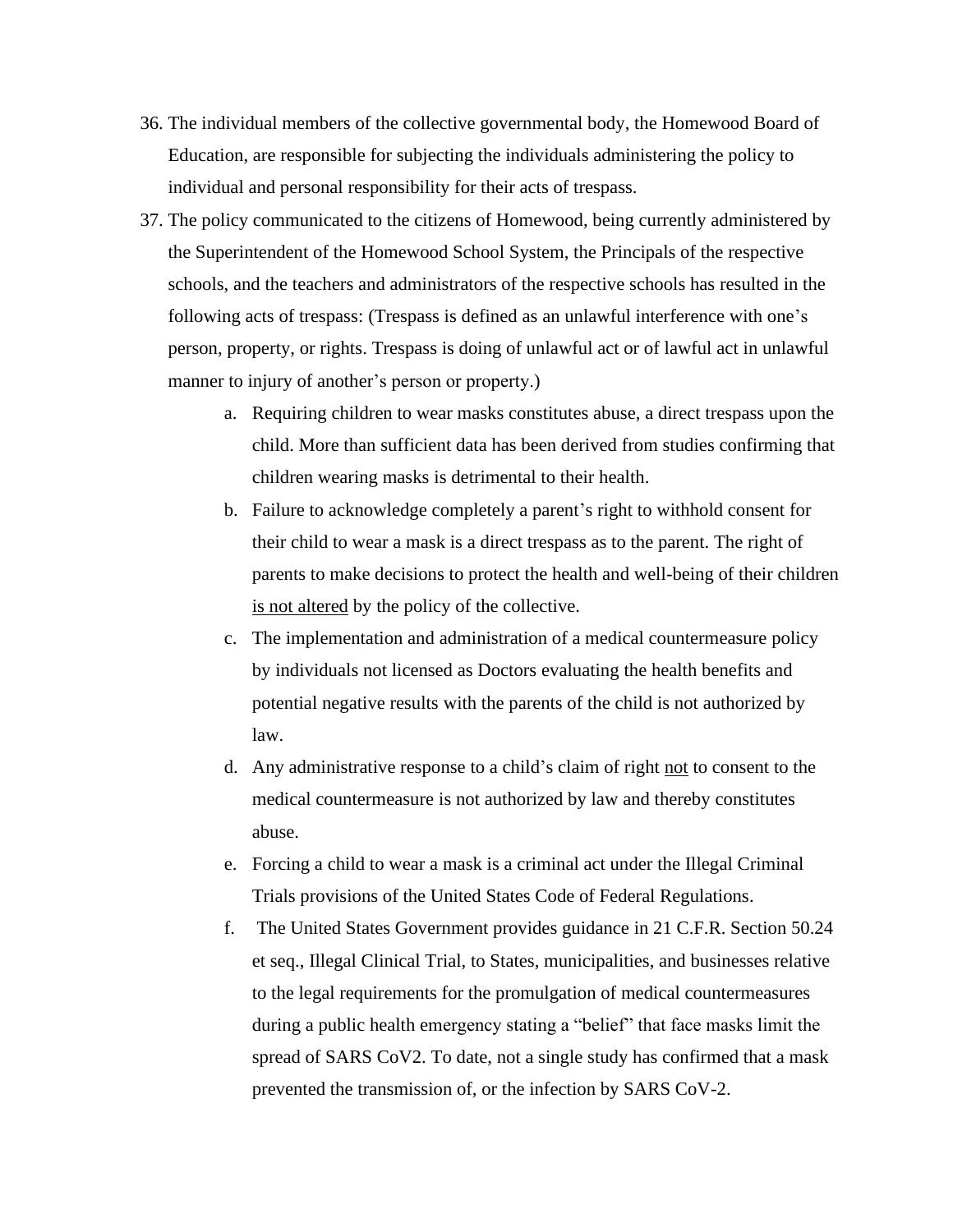36. The individual members of the collective governmental body, the Homewood Board of Education, are responsible for subjecting the individuals administering the policy to individual and personal responsibility for their acts of trespass.
37. The policy communicated to the citizens of Homewood, being currently administered by the Superintendent of the Homewood School System, the Principals of the respective schools, and the teachers and administrators of the respective schools has resulted in the following acts of trespass: (Trespass is defined as an unlawful interference with one's person, property, or rights. Trespass is doing of unlawful act or of lawful act in unlawful manner to injury of another's person or property.)
    a. Requiring children to wear masks constitutes abuse, a direct trespass upon the child. More than sufficient data has been derived from studies confirming that children wearing masks is detrimental to their health.
    b. Failure to acknowledge completely a parent's right to withhold consent for their child to wear a mask is a direct trespass as to the parent. The right of parents to make decisions to protect the health and well-being of their children <u>is not altered</u> by the policy of the collective.
    c. The implementation and administration of a medical countermeasure policy by individuals not licensed as Doctors evaluating the health benefits and potential negative results with the parents of the child is not authorized by law.
    d. Any administrative response to a child's claim of right <u>not</u> to consent to the medical countermeasure is not authorized by law and thereby constitutes abuse.
    e. Forcing a child to wear a mask is a criminal act under the Illegal Criminal Trials provisions of the United States Code of Federal Regulations.
    f. The United States Government provides guidance in 21 C.F.R. Section 50.24 et seq., Illegal Clinical Trial, to States, municipalities, and businesses relative to the legal requirements for the promulgation of medical countermeasures during a public health emergency stating a "belief" that face masks limit the spread of SARS CoV2. To date, not a single study has confirmed that a mask prevented the transmission of, or the infection by SARS CoV-2.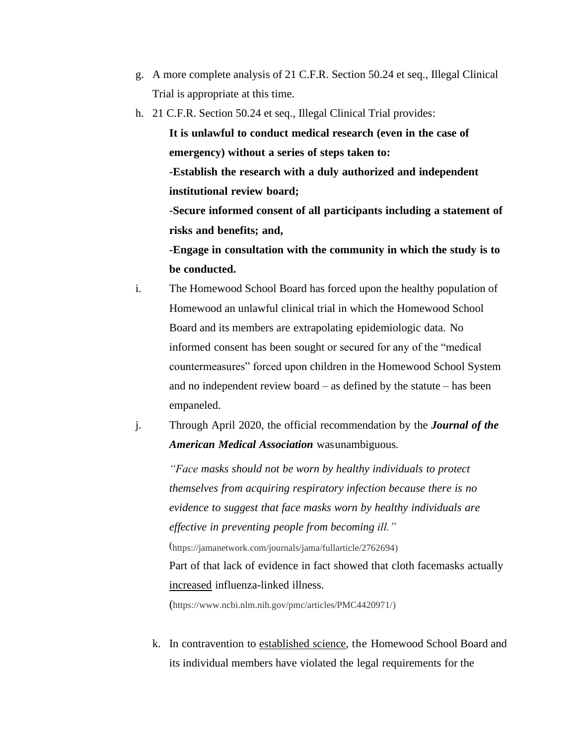g. A more complete analysis of 21 C.F.R. Section 50.24 et seq., Illegal Clinical Trial is appropriate at this time.

h. 21 C.F.R. Section 50.24 et seq., Illegal Clinical Trial provides:

   **It is unlawful to conduct medical research (even in the case of emergency) without a series of steps taken to:**

   **-Establish the research with a duly authorized and independent institutional review board;**

   **-Secure informed consent of all participants including a statement of risks and benefits; and,**

   **-Engage in consultation with the community in which the study is to be conducted.**

i. The Homewood School Board has forced upon the healthy population of Homewood an unlawful clinical trial in which the Homewood School Board and its members are extrapolating epidemiologic data. No informed consent has been sought or secured for any of the "medical countermeasures" forced upon children in the Homewood School System and no independent review board – as defined by the statute – has been empaneled.

j. Through April 2020, the official recommendation by the ***Journal of the American Medical Association*** wasunambiguous.

   *"Face masks should not be worn by healthy individuals to protect themselves from acquiring respiratory infection because there is no evidence to suggest that face masks worn by healthy individuals are effective in preventing people from becoming ill."*

   (https://jamanetwork.com/journals/jama/fullarticle/2762694)

   Part of that lack of evidence in fact showed that cloth facemasks actually <u>increased</u> influenza-linked illness.

   (https://www.ncbi.nlm.nih.gov/pmc/articles/PMC4420971/)

k. In contravention to <u>established science</u>, the Homewood School Board and its individual members have violated the legal requirements for the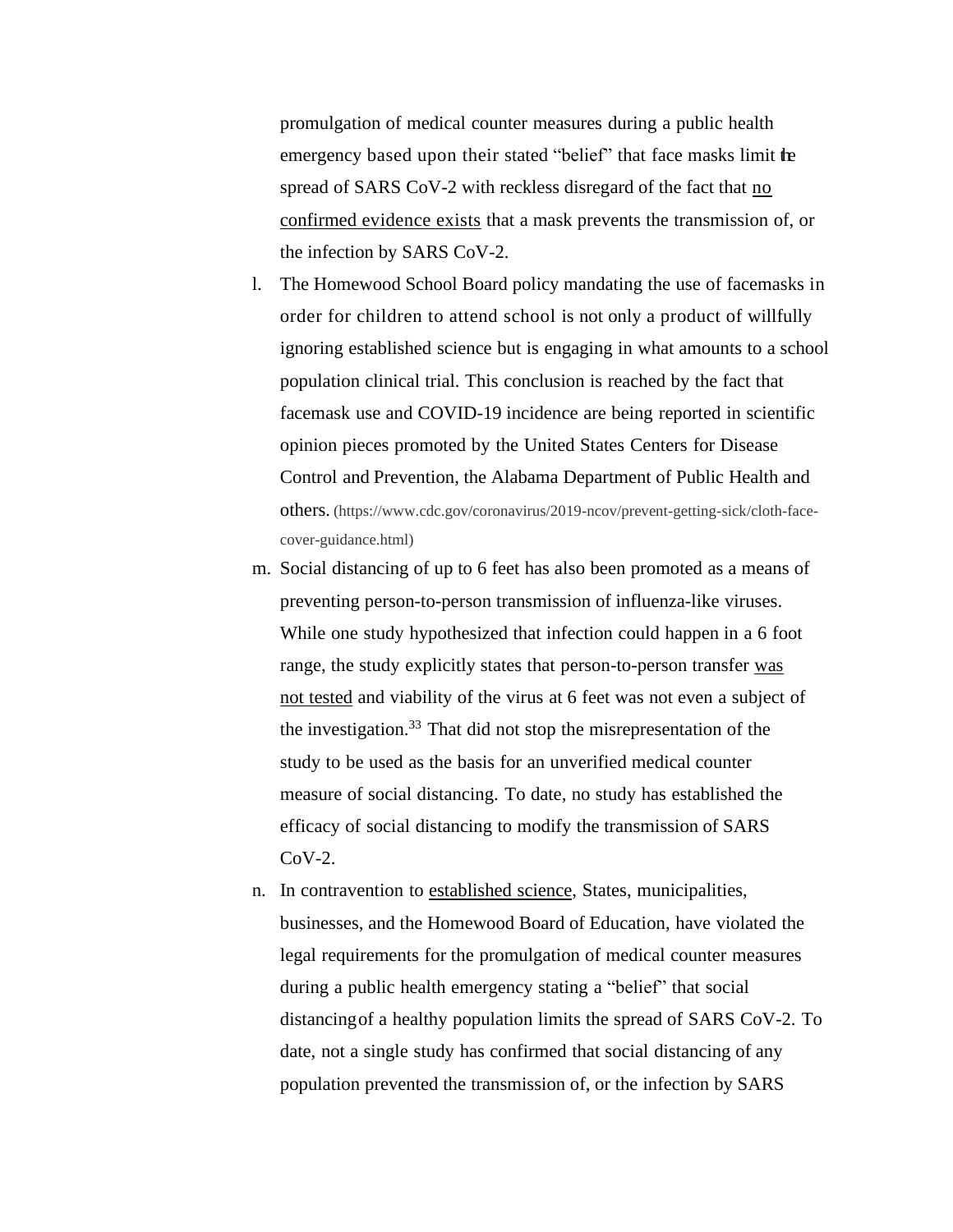promulgation of medical counter measures during a public health emergency based upon their stated "belief" that face masks limit the spread of SARS CoV-2 with reckless disregard of the fact that <u>no confirmed evidence exists</u> that a mask prevents the transmission of, or the infection by SARS CoV-2.

l. The Homewood School Board policy mandating the use of facemasks in order for children to attend school is not only a product of willfully ignoring established science but is engaging in what amounts to a school population clinical trial. This conclusion is reached by the fact that facemask use and COVID-19 incidence are being reported in scientific opinion pieces promoted by the United States Centers for Disease Control and Prevention, the Alabama Department of Public Health and others. (https://www.cdc.gov/coronavirus/2019-ncov/prevent-getting-sick/cloth-face-cover-guidance.html)

m. Social distancing of up to 6 feet has also been promoted as a means of preventing person-to-person transmission of influenza-like viruses. While one study hypothesized that infection could happen in a 6 foot range, the study explicitly states that person-to-person transfer <u>was not tested</u> and viability of the virus at 6 feet was not even a subject of the investigation.[33] That did not stop the misrepresentation of the study to be used as the basis for an unverified medical counter measure of social distancing. To date, no study has established the efficacy of social distancing to modify the transmission of SARS CoV-2.

n. In contravention to <u>established science</u>, States, municipalities, businesses, and the Homewood Board of Education, have violated the legal requirements for the promulgation of medical counter measures during a public health emergency stating a "belief" that social distancing of a healthy population limits the spread of SARS CoV-2. To date, not a single study has confirmed that social distancing of any population prevented the transmission of, or the infection by SARS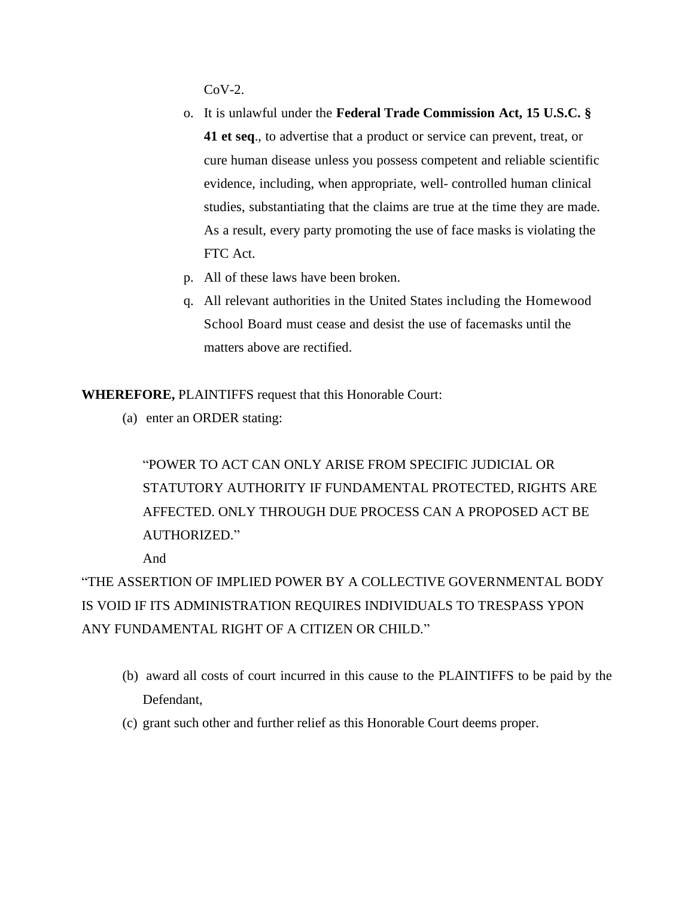CoV-2.

o. It is unlawful under the **Federal Trade Commission Act, 15 U.S.C. § 41 et seq**., to advertise that a product or service can prevent, treat, or cure human disease unless you possess competent and reliable scientific evidence, including, when appropriate, well- controlled human clinical studies, substantiating that the claims are true at the time they are made. As a result, every party promoting the use of face masks is violating the FTC Act.

p. All of these laws have been broken.

q. All relevant authorities in the United States including the Homewood School Board must cease and desist the use of facemasks until the matters above are rectified.

**WHEREFORE,** PLAINTIFFS request that this Honorable Court:

(a) enter an ORDER stating:

"POWER TO ACT CAN ONLY ARISE FROM SPECIFIC JUDICIAL OR STATUTORY AUTHORITY IF FUNDAMENTAL PROTECTED, RIGHTS ARE AFFECTED. ONLY THROUGH DUE PROCESS CAN A PROPOSED ACT BE AUTHORIZED."

And

"THE ASSERTION OF IMPLIED POWER BY A COLLECTIVE GOVERNMENTAL BODY IS VOID IF ITS ADMINISTRATION REQUIRES INDIVIDUALS TO TRESPASS YPON ANY FUNDAMENTAL RIGHT OF A CITIZEN OR CHILD."

(b) award all costs of court incurred in this cause to the PLAINTIFFS to be paid by the Defendant,

(c) grant such other and further relief as this Honorable Court deems proper.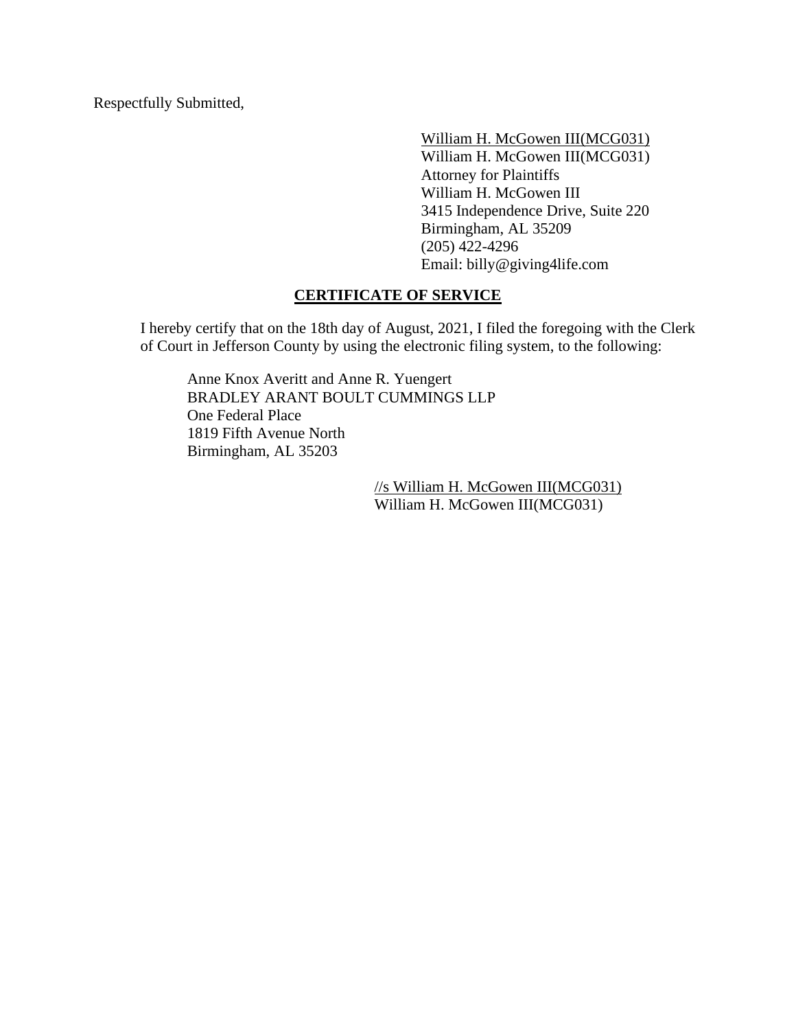Respectfully Submitted,

William H. McGowen III(MCG031)
William H. McGowen III(MCG031)
Attorney for Plaintiffs
William H. McGowen III
3415 Independence Drive, Suite 220
Birmingham, AL 35209
(205) 422-4296
Email: billy@giving4life.com

**CERTIFICATE OF SERVICE**

I hereby certify that on the 18th day of August, 2021, I filed the foregoing with the Clerk of Court in Jefferson County by using the electronic filing system, to the following:

Anne Knox Averitt and Anne R. Yuengert
BRADLEY ARANT BOULT CUMMINGS LLP
One Federal Place
1819 Fifth Avenue North
Birmingham, AL 35203

//s William H. McGowen III(MCG031)
William H. McGowen III(MCG031)